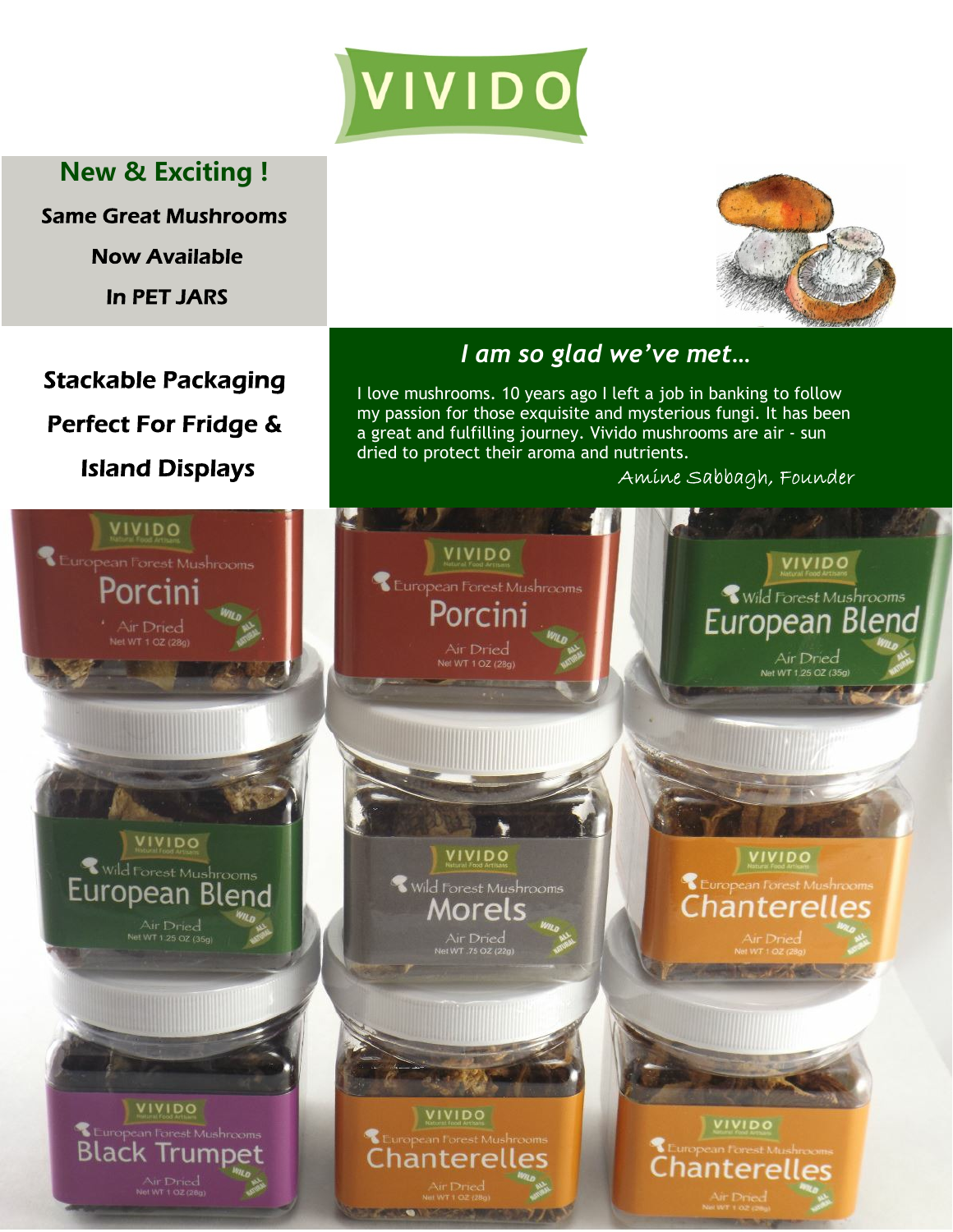# VIVIDO

**New & Exciting !**

**Same Great Mushrooms**

**Now Available**

**In PET JARS**

**Stackable Packaging**

**Perfect For Fridge &**

**Island Displays**

## *I am so glad we've met…*

I love mushrooms. 10 years ago I left a job in banking to follow my passion for those exquisite and mysterious fungi. It has been a great and fulfilling journey. Vivido mushrooms are air - sun dried to protect their aroma and nutrients.

*Amine Sabbagh, Founder*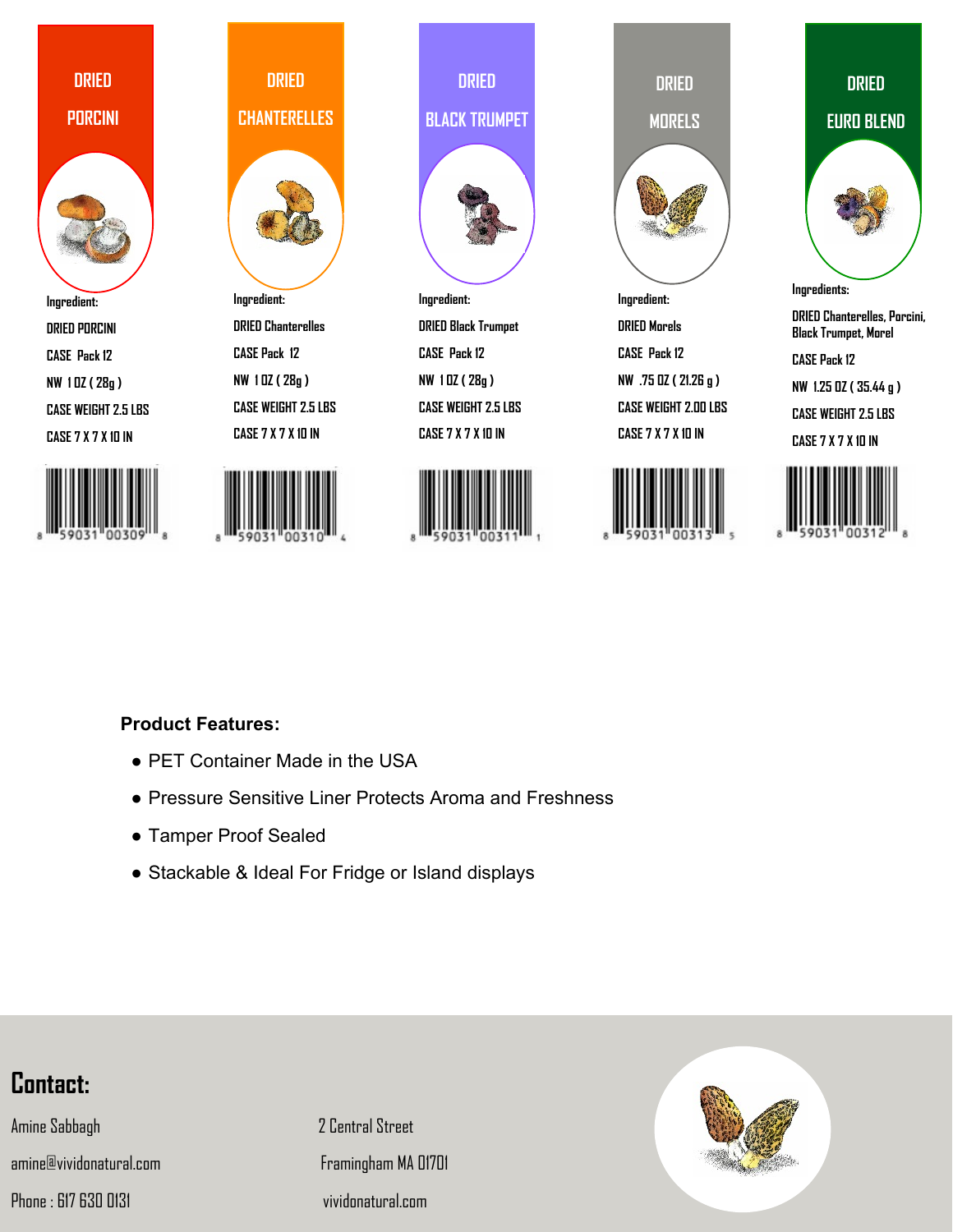## DRIED PORCINI

Ingredient:

DRIED PORCINI

CASE Pack 12

NW 1 OZ ( 28g )

CASE WEIGHT 2.5 LBS

CASE 7 X 7 X 10 IN

8 59031 00309 8

## DRIED CHANTERELLES

Ingredient:

DRIED Chanterelles

CASE Pack 12

NW 1 OZ ( 28g )

CASE WEIGHT 2.5 LBS

CASE 7 X 7 X 10 IN

8 59031 00310 4

## DRIED BLACK TRUMPET

Ingredient:

DRIED Black Trumpet

CASE Pack 12

NW 1 OZ ( 28g )

CASE WEIGHT 2.5 LBS

CASE 7 X 7 X 10 IN

8 59031 00311 1

## DRIED MORELS

Ingredient:

DRIED Morels

CASE Pack 12

NW .75 OZ ( 21.26 g )

CASE WEIGHT 2.00 LBS

CASE 7 X 7 X 10 IN

8 59031 00313 5

## DRIED EURO BLEND

Ingredients:

DRIED Chanterelles, Porcini, Black Trumpet, Morel

CASE Pack 12

NW 1.25 OZ ( 35.44 g )

CASE WEIGHT 2.5 LBS

CASE 7 X 7 X 10 IN

8 59031 00312 8

**Product Features:**

- PET Container Made in the USA
- Pressure Sensitive Liner Protects Aroma and Freshness
- Tamper Proof Sealed
- Stackable & Ideal For Fridge or Island displays

## Contact:

Amine Sabbagh

amine@vividonatural.com

Phone : 617 630 0131

2 Central Street

Framingham MA 01701

vividonatural.com